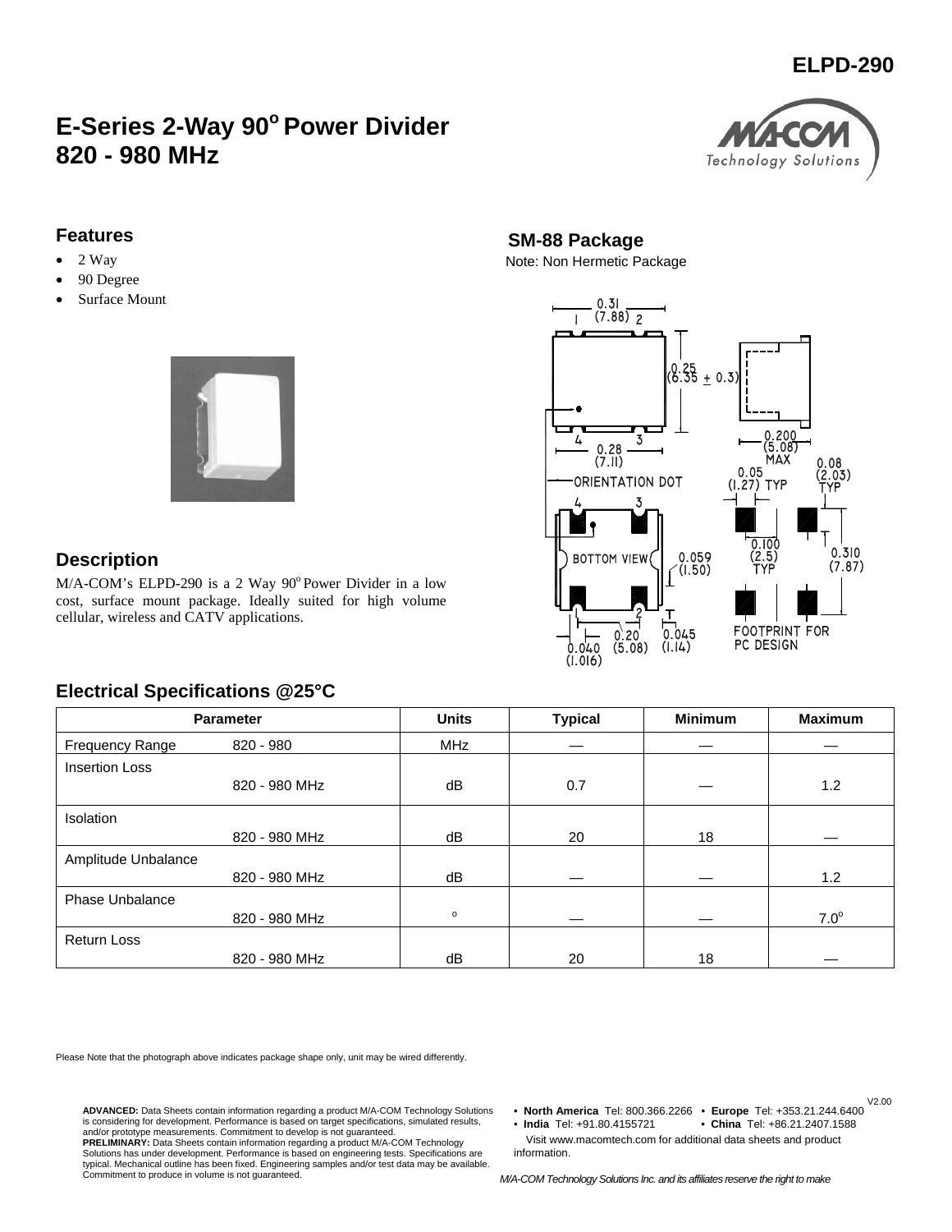# ELPD-290

## E-Series 2-Way 90° Power Divider 820 - 980 MHz

### Features

- 2 Way
- 90 Degree
- Surface Mount

### SM-88 Package

Note: Non Hermetic Package

### Description

M/A-COM's ELPD-290 is a 2 Way 90° Power Divider in a low cost, surface mount package. Ideally suited for high volume cellular, wireless and CATV applications.

### Electrical Specifications @25°C

| Parameter | | Units | Typical | Minimum | Maximum |
|---|---|---|---|---|---|
| Frequency Range | 820 - 980 | MHz | — | — | — |
| Insertion Loss | 820 - 980 MHz | dB | 0.7 | — | 1.2 |
| Isolation | 820 - 980 MHz | dB | 20 | 18 | — |
| Amplitude Unbalance | 820 - 980 MHz | dB | — | — | 1.2 |
| Phase Unbalance | 820 - 980 MHz | ° | — | — | 7.0° |
| Return Loss | 820 - 980 MHz | dB | 20 | 18 | — |

Please Note that the photograph above indicates package shape only, unit may be wired differently.

**ADVANCED:** Data Sheets contain information regarding a product M/A-COM Technology Solutions is considering for development. Performance is based on target specifications, simulated results, and/or prototype measurements. Commitment to develop is not guaranteed.
**PRELIMINARY:** Data Sheets contain information regarding a product M/A-COM Technology Solutions has under development. Performance is based on engineering tests. Specifications are typical. Mechanical outline has been fixed. Engineering samples and/or test data may be available. Commitment to produce in volume is not guaranteed.

- **North America** Tel: 800.366.2266 • **Europe** Tel: +353.21.244.6400
- **India** Tel: +91.80.4155721 • **China** Tel: +86.21.2407.1588

Visit www.macomtech.com for additional data sheets and product information.

*M/A-COM Technology Solutions Inc. and its affiliates reserve the right to make*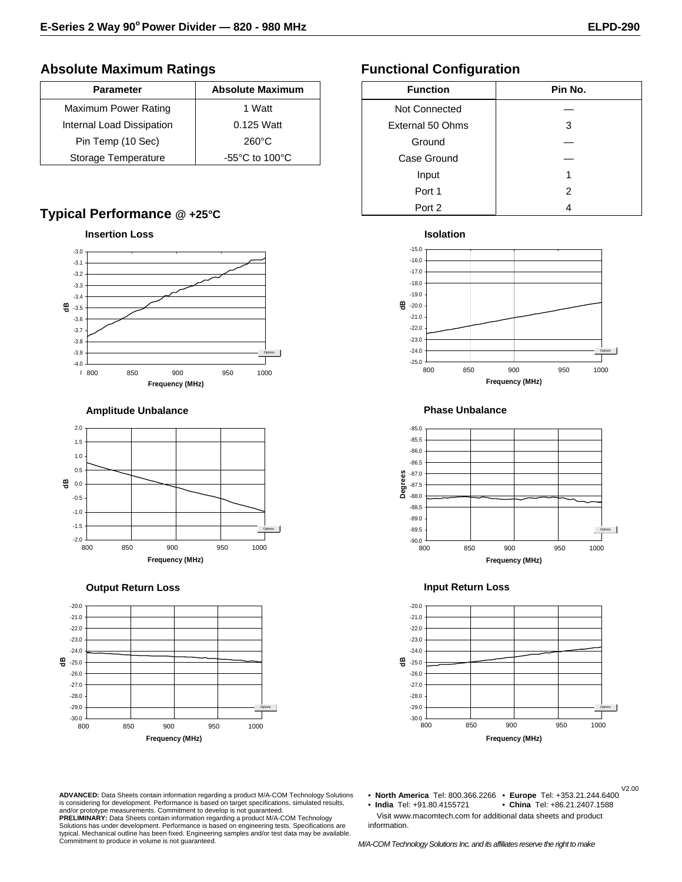## Absolute Maximum Ratings

| Parameter | Absolute Maximum |
|---|---|
| Maximum Power Rating | 1 Watt |
| Internal Load Dissipation | 0.125 Watt |
| Pin Temp (10 Sec) | 260°C |
| Storage Temperature | -55°C to 100°C |

## Functional Configuration

| Function | Pin No. |
|---|---|
| Not Connected | — |
| External 50 Ohms | 3 |
| Ground | — |
| Case Ground | — |
| Input | 1 |
| Port 1 | 2 |
| Port 2 | 4 |

## Typical Performance @ +25°C

**Insertion Loss**

dB
-3.0
-3.1
-3.2
-3.3
-3.4
-3.5
-3.6
-3.7
-3.8
-3.9
-4.0
800 850 900 950 1000
Frequency (MHz)

**Isolation**

dB
-15.0
-16.0
-17.0
-18.0
-19.0
-20.0
-21.0
-22.0
-23.0
-24.0
-25.0
800 850 900 950 1000
Frequency (MHz)

**Amplitude Unbalance**

dB
2.0
1.5
1.0
0.5
0.0
-0.5
-1.0
-1.5
-2.0
800 850 900 950 1000
Frequency (MHz)

**Phase Unbalance**

Degrees
-85.0
-85.5
-86.0
-86.5
-87.0
-87.5
-88.0
-88.5
-89.0
-89.5
-90.0
800 850 900 950 1000
Frequency (MHz)

**Output Return Loss**

dB
-20.0
-21.0
-22.0
-23.0
-24.0
-25.0
-26.0
-27.0
-28.0
-29.0
-30.0
800 850 900 950 1000
Frequency (MHz)

**Input Return Loss**

dB
-20.0
-21.0
-22.0
-23.0
-24.0
-25.0
-26.0
-27.0
-28.0
-29.0
-30.0
800 850 900 950 1000
Frequency (MHz)

**ADVANCED:** Data Sheets contain information regarding a product M/A-COM Technology Solutions is considering for development. Performance is based on target specifications, simulated results, and/or prototype measurements. Commitment to develop is not guaranteed.
**PRELIMINARY:** Data Sheets contain information regarding a product M/A-COM Technology Solutions has under development. Performance is based on engineering tests. Specifications are typical. Mechanical outline has been fixed. Engineering samples and/or test data may be available. Commitment to produce in volume is not guaranteed.

- **North America** Tel: 800.366.2266 • **Europe** Tel: +353.21.244.6400
- **India** Tel: +91.80.4155721 • **China** Tel: +86.21.2407.1588

Visit www.macomtech.com for additional data sheets and product information.

*M/A-COM Technology Solutions Inc. and its affiliates reserve the right to make*